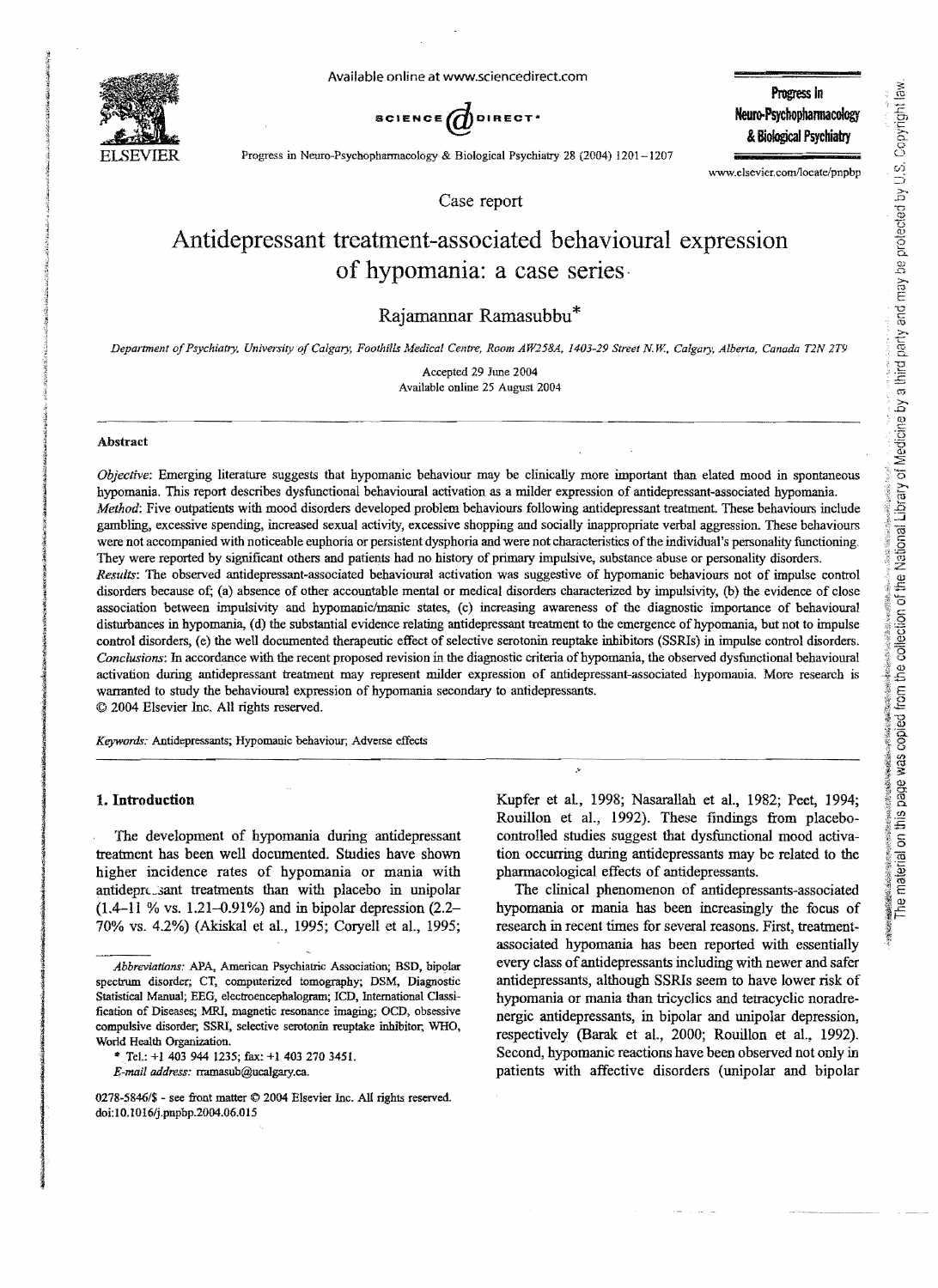Case report

# Antidepressant treatment-associated behavioural expression of hypomania: a case series

Rajamannar Ramasubbu*

*Department of Psychiatry, University of Calgary, Foothills Medical Centre, Room AW258A, 1403-29 Street N.W., Calgary, Alberta, Canada T2N 2T9*

Accepted 29 June 2004

Available online 25 August 2004

## Abstract

*Objective*: Emerging literature suggests that hypomanic behaviour may be clinically more important than elated mood in spontaneous hypomania. This report describes dysfunctional behavioural activation as a milder expression of antidepressant-associated hypomania.

*Method*: Five outpatients with mood disorders developed problem behaviours following antidepressant treatment. These behaviours include gambling, excessive spending, increased sexual activity, excessive shopping and socially inappropriate verbal aggression. These behaviours were not accompanied with noticeable euphoria or persistent dysphoria and were not characteristics of the individual's personality functioning. They were reported by significant others and patients had no history of primary impulsive, substance abuse or personality disorders.

*Results*: The observed antidepressant-associated behavioural activation was suggestive of hypomanic behaviours not of impulse control disorders because of; (a) absence of other accountable mental or medical disorders characterized by impulsivity, (b) the evidence of close association between impulsivity and hypomanic/manic states, (c) increasing awareness of the diagnostic importance of behavioural disturbances in hypomania, (d) the substantial evidence relating antidepressant treatment to the emergence of hypomania, but not to impulse control disorders, (e) the well documented therapeutic effect of selective serotonin reuptake inhibitors (SSRIs) in impulse control disorders.

*Conclusions*: In accordance with the recent proposed revision in the diagnostic criteria of hypomania, the observed dysfunctional behavioural activation during antidepressant treatment may represent milder expression of antidepressant-associated hypomania. More research is warranted to study the behavioural expression of hypomania secondary to antidepressants.

© 2004 Elsevier Inc. All rights reserved.

*Keywords:* Antidepressants; Hypomanic behaviour; Adverse effects

## 1. Introduction

The development of hypomania during antidepressant treatment has been well documented. Studies have shown higher incidence rates of hypomania or mania with antidepressant treatments than with placebo in unipolar (1.4–11 % vs. 1.21–0.91%) and in bipolar depression (2.2–70% vs. 4.2%) (Akiskal et al., 1995; Coryell et al., 1995; Kupfer et al., 1998; Nasarallah et al., 1982; Peet, 1994; Rouillon et al., 1992). These findings from placebo-controlled studies suggest that dysfunctional mood activation occurring during antidepressants may be related to the pharmacological effects of antidepressants.

The clinical phenomenon of antidepressants-associated hypomania or mania has been increasingly the focus of research in recent times for several reasons. First, treatment-associated hypomania has been reported with essentially every class of antidepressants including with newer and safer antidepressants, although SSRIs seem to have lower risk of hypomania or mania than tricyclics and tetracyclic noradrenergic antidepressants, in bipolar and unipolar depression, respectively (Barak et al., 2000; Rouillon et al., 1992). Second, hypomanic reactions have been observed not only in patients with affective disorders (unipolar and bipolar

*Abbreviations:* APA, American Psychiatric Association; BSD, bipolar spectrum disorder; CT, computerized tomography; DSM, Diagnostic Statistical Manual; EEG, electroencephalogram; ICD, International Classification of Diseases; MRI, magnetic resonance imaging; OCD, obsessive compulsive disorder; SSRI, selective serotonin reuptake inhibitor; WHO, World Health Organization.

* Tel.: +1 403 944 1235; fax: +1 403 270 3451.

*E-mail address:* rramasub@ucalgary.ca.

0278-5846/$ - see front matter © 2004 Elsevier Inc. All rights reserved.

doi:10.1016/j.pnpbp.2004.06.015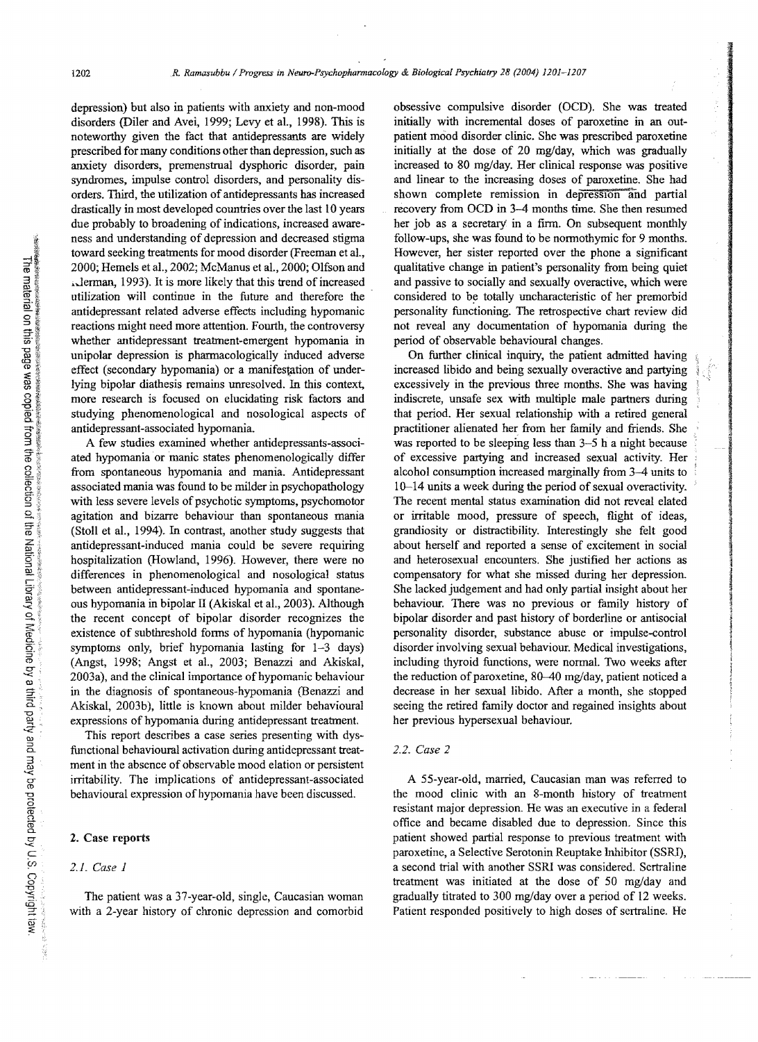depression) but also in patients with anxiety and non-mood disorders (Diler and Avei, 1999; Levy et al., 1998). This is noteworthy given the fact that antidepressants are widely prescribed for many conditions other than depression, such as anxiety disorders, premenstrual dysphoric disorder, pain syndromes, impulse control disorders, and personality disorders. Third, the utilization of antidepressants has increased drastically in most developed countries over the last 10 years due probably to broadening of indications, increased awareness and understanding of depression and decreased stigma toward seeking treatments for mood disorder (Freeman et al., 2000; Hemels et al., 2002; McManus et al., 2000; Olfson and Klerman, 1993). It is more likely that this trend of increased utilization will continue in the future and therefore the antidepressant related adverse effects including hypomanic reactions might need more attention. Fourth, the controversy whether antidepressant treatment-emergent hypomania in unipolar depression is pharmacologically induced adverse effect (secondary hypomania) or a manifestation of underlying bipolar diathesis remains unresolved. In this context, more research is focused on elucidating risk factors and studying phenomenological and nosological aspects of antidepressant-associated hypomania.

A few studies examined whether antidepressants-associated hypomania or manic states phenomenologically differ from spontaneous hypomania and mania. Antidepressant associated mania was found to be milder in psychopathology with less severe levels of psychotic symptoms, psychomotor agitation and bizarre behaviour than spontaneous mania (Stoll et al., 1994). In contrast, another study suggests that antidepressant-induced mania could be severe requiring hospitalization (Howland, 1996). However, there were no differences in phenomenological and nosological status between antidepressant-induced hypomania and spontaneous hypomania in bipolar II (Akiskal et al., 2003). Although the recent concept of bipolar disorder recognizes the existence of subthreshold forms of hypomania (hypomanic symptoms only, brief hypomania lasting for 1–3 days) (Angst, 1998; Angst et al., 2003; Benazzi and Akiskal, 2003a), and the clinical importance of hypomanic behaviour in the diagnosis of spontaneous-hypomania (Benazzi and Akiskal, 2003b), little is known about milder behavioural expressions of hypomania during antidepressant treatment.

This report describes a case series presenting with dysfunctional behavioural activation during antidepressant treatment in the absence of observable mood elation or persistent irritability. The implications of antidepressant-associated behavioural expression of hypomania have been discussed.

## 2. Case reports

### 2.1. Case 1

The patient was a 37-year-old, single, Caucasian woman with a 2-year history of chronic depression and comorbid obsessive compulsive disorder (OCD). She was treated initially with incremental doses of paroxetine in an outpatient mood disorder clinic. She was prescribed paroxetine initially at the dose of 20 mg/day, which was gradually increased to 80 mg/day. Her clinical response was positive and linear to the increasing doses of paroxetine. She had shown complete remission in depression and partial recovery from OCD in 3–4 months time. She then resumed her job as a secretary in a firm. On subsequent monthly follow-ups, she was found to be normothymic for 9 months. However, her sister reported over the phone a significant qualitative change in patient's personality from being quiet and passive to socially and sexually overactive, which were considered to be totally uncharacteristic of her premorbid personality functioning. The retrospective chart review did not reveal any documentation of hypomania during the period of observable behavioural changes.

On further clinical inquiry, the patient admitted having increased libido and being sexually overactive and partying excessively in the previous three months. She was having indiscrete, unsafe sex with multiple male partners during that period. Her sexual relationship with a retired general practitioner alienated her from her family and friends. She was reported to be sleeping less than 3–5 h a night because of excessive partying and increased sexual activity. Her alcohol consumption increased marginally from 3–4 units to 10–14 units a week during the period of sexual overactivity. The recent mental status examination did not reveal elated or irritable mood, pressure of speech, flight of ideas, grandiosity or distractibility. Interestingly she felt good about herself and reported a sense of excitement in social and heterosexual encounters. She justified her actions as compensatory for what she missed during her depression. She lacked judgement and had only partial insight about her behaviour. There was no previous or family history of bipolar disorder and past history of borderline or antisocial personality disorder, substance abuse or impulse-control disorder involving sexual behaviour. Medical investigations, including thyroid functions, were normal. Two weeks after the reduction of paroxetine, 80–40 mg/day, patient noticed a decrease in her sexual libido. After a month, she stopped seeing the retired family doctor and regained insights about her previous hypersexual behaviour.

### 2.2. Case 2

A 55-year-old, married, Caucasian man was referred to the mood clinic with an 8-month history of treatment resistant major depression. He was an executive in a federal office and became disabled due to depression. Since this patient showed partial response to previous treatment with paroxetine, a Selective Serotonin Reuptake Inhibitor (SSRI), a second trial with another SSRI was considered. Sertraline treatment was initiated at the dose of 50 mg/day and gradually titrated to 300 mg/day over a period of 12 weeks. Patient responded positively to high doses of sertraline. He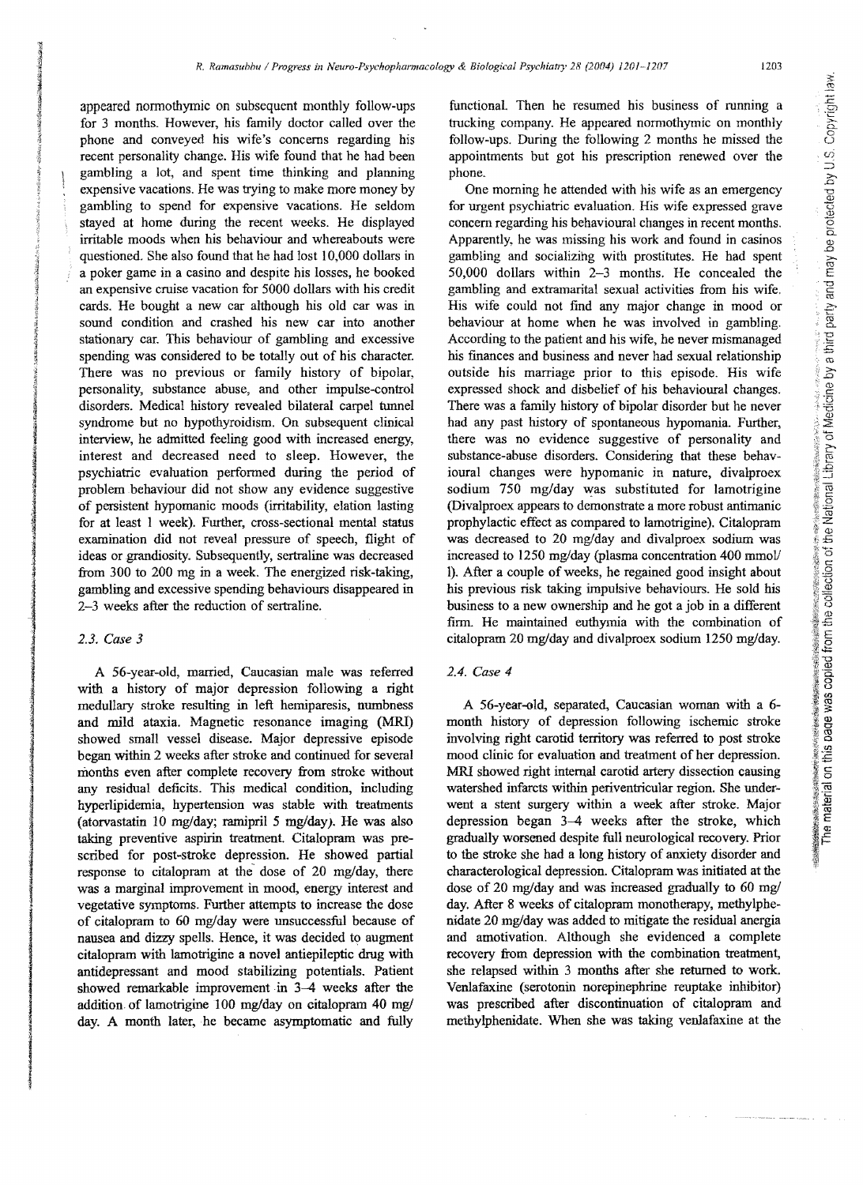appeared normothymic on subsequent monthly follow-ups for 3 months. However, his family doctor called over the phone and conveyed his wife's concerns regarding his recent personality change. His wife found that he had been gambling a lot, and spent time thinking and planning expensive vacations. He was trying to make more money by gambling to spend for expensive vacations. He seldom stayed at home during the recent weeks. He displayed irritable moods when his behaviour and whereabouts were questioned. She also found that he had lost 10,000 dollars in a poker game in a casino and despite his losses, he booked an expensive cruise vacation for 5000 dollars with his credit cards. He bought a new car although his old car was in sound condition and crashed his new car into another stationary car. This behaviour of gambling and excessive spending was considered to be totally out of his character. There was no previous or family history of bipolar, personality, substance abuse, and other impulse-control disorders. Medical history revealed bilateral carpel tunnel syndrome but no hypothyroidism. On subsequent clinical interview, he admitted feeling good with increased energy, interest and decreased need to sleep. However, the psychiatric evaluation performed during the period of problem behaviour did not show any evidence suggestive of persistent hypomanic moods (irritability, elation lasting for at least 1 week). Further, cross-sectional mental status examination did not reveal pressure of speech, flight of ideas or grandiosity. Subsequently, sertraline was decreased from 300 to 200 mg in a week. The energized risk-taking, gambling and excessive spending behaviours disappeared in 2–3 weeks after the reduction of sertraline.

### 2.3. Case 3

A 56-year-old, married, Caucasian male was referred with a history of major depression following a right medullary stroke resulting in left hemiparesis, numbness and mild ataxia. Magnetic resonance imaging (MRI) showed small vessel disease. Major depressive episode began within 2 weeks after stroke and continued for several months even after complete recovery from stroke without any residual deficits. This medical condition, including hyperlipidemia, hypertension was stable with treatments (atorvastatin 10 mg/day; ramipril 5 mg/day). He was also taking preventive aspirin treatment. Citalopram was prescribed for post-stroke depression. He showed partial response to citalopram at the dose of 20 mg/day, there was a marginal improvement in mood, energy interest and vegetative symptoms. Further attempts to increase the dose of citalopram to 60 mg/day were unsuccessful because of nausea and dizzy spells. Hence, it was decided to augment citalopram with lamotrigine a novel antiepileptic drug with antidepressant and mood stabilizing potentials. Patient showed remarkable improvement in 3–4 weeks after the addition of lamotrigine 100 mg/day on citalopram 40 mg/day. A month later, he became asymptomatic and fully functional. Then he resumed his business of running a trucking company. He appeared normothymic on monthly follow-ups. During the following 2 months he missed the appointments but got his prescription renewed over the phone.

One morning he attended with his wife as an emergency for urgent psychiatric evaluation. His wife expressed grave concern regarding his behavioural changes in recent months. Apparently, he was missing his work and found in casinos gambling and socializing with prostitutes. He had spent 50,000 dollars within 2–3 months. He concealed the gambling and extramarital sexual activities from his wife. His wife could not find any major change in mood or behaviour at home when he was involved in gambling. According to the patient and his wife, he never mismanaged his finances and business and never had sexual relationship outside his marriage prior to this episode. His wife expressed shock and disbelief of his behavioural changes. There was a family history of bipolar disorder but he never had any past history of spontaneous hypomania. Further, there was no evidence suggestive of personality and substance-abuse disorders. Considering that these behavioural changes were hypomanic in nature, divalproex sodium 750 mg/day was substituted for lamotrigine (Divalproex appears to demonstrate a more robust antimanic prophylactic effect as compared to lamotrigine). Citalopram was decreased to 20 mg/day and divalproex sodium was increased to 1250 mg/day (plasma concentration 400 mmol/l). After a couple of weeks, he regained good insight about his previous risk taking impulsive behaviours. He sold his business to a new ownership and he got a job in a different firm. He maintained euthymia with the combination of citalopram 20 mg/day and divalproex sodium 1250 mg/day.

### 2.4. Case 4

A 56-year-old, separated, Caucasian woman with a 6-month history of depression following ischemic stroke involving right carotid territory was referred to post stroke mood clinic for evaluation and treatment of her depression. MRI showed right internal carotid artery dissection causing watershed infarcts within periventricular region. She underwent a stent surgery within a week after stroke. Major depression began 3–4 weeks after the stroke, which gradually worsened despite full neurological recovery. Prior to the stroke she had a long history of anxiety disorder and characterological depression. Citalopram was initiated at the dose of 20 mg/day and was increased gradually to 60 mg/day. After 8 weeks of citalopram monotherapy, methylphenidate 20 mg/day was added to mitigate the residual anergia and amotivation. Although she evidenced a complete recovery from depression with the combination treatment, she relapsed within 3 months after she returned to work. Venlafaxine (serotonin norepinephrine reuptake inhibitor) was prescribed after discontinuation of citalopram and methylphenidate. When she was taking venlafaxine at the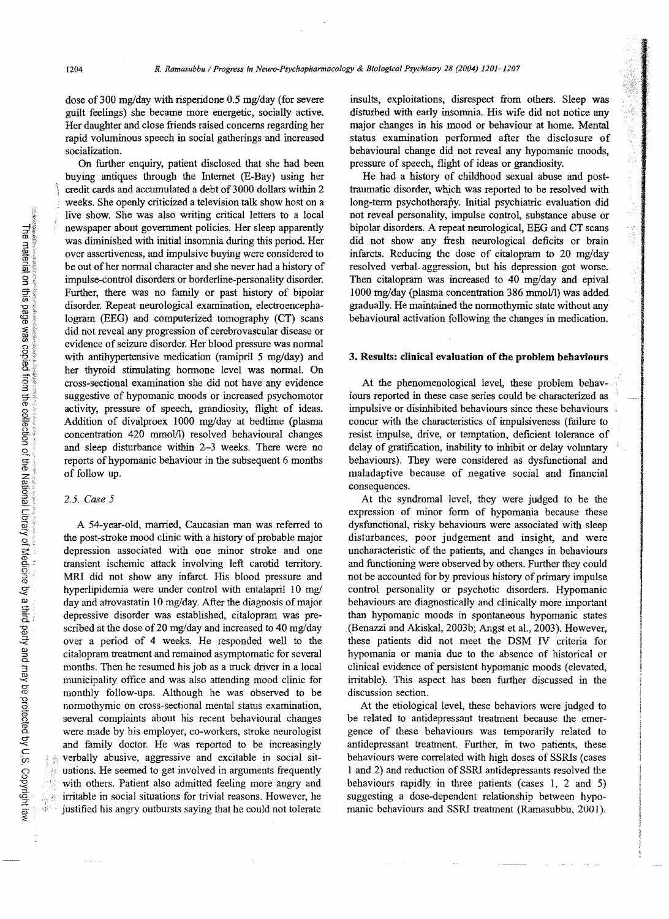dose of 300 mg/day with risperidone 0.5 mg/day (for severe guilt feelings) she became more energetic, socially active. Her daughter and close friends raised concerns regarding her rapid voluminous speech in social gatherings and increased socialization.

On further enquiry, patient disclosed that she had been buying antiques through the Internet (E-Bay) using her credit cards and accumulated a debt of 3000 dollars within 2 weeks. She openly criticized a television talk show host on a live show. She was also writing critical letters to a local newspaper about government policies. Her sleep apparently was diminished with initial insomnia during this period. Her over assertiveness, and impulsive buying were considered to be out of her normal character and she never had a history of impulse-control disorders or borderline-personality disorder. Further, there was no family or past history of bipolar disorder. Repeat neurological examination, electroencephalogram (EEG) and computerized tomography (CT) scans did not reveal any progression of cerebrovascular disease or evidence of seizure disorder. Her blood pressure was normal with antihypertensive medication (ramipril 5 mg/day) and her thyroid stimulating hormone level was normal. On cross-sectional examination she did not have any evidence suggestive of hypomanic moods or increased psychomotor activity, pressure of speech, grandiosity, flight of ideas. Addition of divalproex 1000 mg/day at bedtime (plasma concentration 420 mmol/l) resolved behavioural changes and sleep disturbance within 2–3 weeks. There were no reports of hypomanic behaviour in the subsequent 6 months of follow up.

### 2.5. Case 5

A 54-year-old, married, Caucasian man was referred to the post-stroke mood clinic with a history of probable major depression associated with one minor stroke and one transient ischemic attack involving left carotid territory. MRI did not show any infarct. His blood pressure and hyperlipidemia were under control with entalapril 10 mg/day and atrovastatin 10 mg/day. After the diagnosis of major depressive disorder was established, citalopram was prescribed at the dose of 20 mg/day and increased to 40 mg/day over a period of 4 weeks. He responded well to the citalopram treatment and remained asymptomatic for several months. Then he resumed his job as a truck driver in a local municipality office and was also attending mood clinic for monthly follow-ups. Although he was observed to be normothymic on cross-sectional mental status examination, several complaints about his recent behavioural changes were made by his employer, co-workers, stroke neurologist and family doctor. He was reported to be increasingly verbally abusive, aggressive and excitable in social situations. He seemed to get involved in arguments frequently with others. Patient also admitted feeling more angry and irritable in social situations for trivial reasons. However, he justified his angry outbursts saying that he could not tolerate insults, exploitations, disrespect from others. Sleep was disturbed with early insomnia. His wife did not notice any major changes in his mood or behaviour at home. Mental status examination performed after the disclosure of behavioural change did not reveal any hypomanic moods, pressure of speech, flight of ideas or grandiosity.

He had a history of childhood sexual abuse and post-traumatic disorder, which was reported to be resolved with long-term psychotherapy. Initial psychiatric evaluation did not reveal personality, impulse control, substance abuse or bipolar disorders. A repeat neurological, EEG and CT scans did not show any fresh neurological deficits or brain infarcts. Reducing the dose of citalopram to 20 mg/day resolved verbal aggression, but his depression got worse. Then citalopram was increased to 40 mg/day and epival 1000 mg/day (plasma concentration 386 mmol/l) was added gradually. He maintained the normothymic state without any behavioural activation following the changes in medication.

## 3. Results: clinical evaluation of the problem behaviours

At the phenomenological level, these problem behaviours reported in these case series could be characterized as impulsive or disinhibited behaviours since these behaviours concur with the characteristics of impulsiveness (failure to resist impulse, drive, or temptation, deficient tolerance of delay of gratification, inability to inhibit or delay voluntary behaviours). They were considered as dysfunctional and maladaptive because of negative social and financial consequences.

At the syndromal level, they were judged to be the expression of minor form of hypomania because these dysfunctional, risky behaviours were associated with sleep disturbances, poor judgement and insight, and were uncharacteristic of the patients, and changes in behaviours and functioning were observed by others. Further they could not be accounted for by previous history of primary impulse control personality or psychotic disorders. Hypomanic behaviours are diagnostically and clinically more important than hypomanic moods in spontaneous hypomanic states (Benazzi and Akiskal, 2003b; Angst et al., 2003). However, these patients did not meet the DSM IV criteria for hypomania or mania due to the absence of historical or clinical evidence of persistent hypomanic moods (elevated, irritable). This aspect has been further discussed in the discussion section.

At the etiological level, these behaviors were judged to be related to antidepressant treatment because the emergence of these behaviours was temporarily related to antidepressant treatment. Further, in two patients, these behaviours were correlated with high doses of SSRIs (cases 1 and 2) and reduction of SSRI antidepressants resolved the behaviours rapidly in three patients (cases 1, 2 and 5) suggesting a dose-dependent relationship between hypomanic behaviours and SSRI treatment (Ramasubbu, 2001).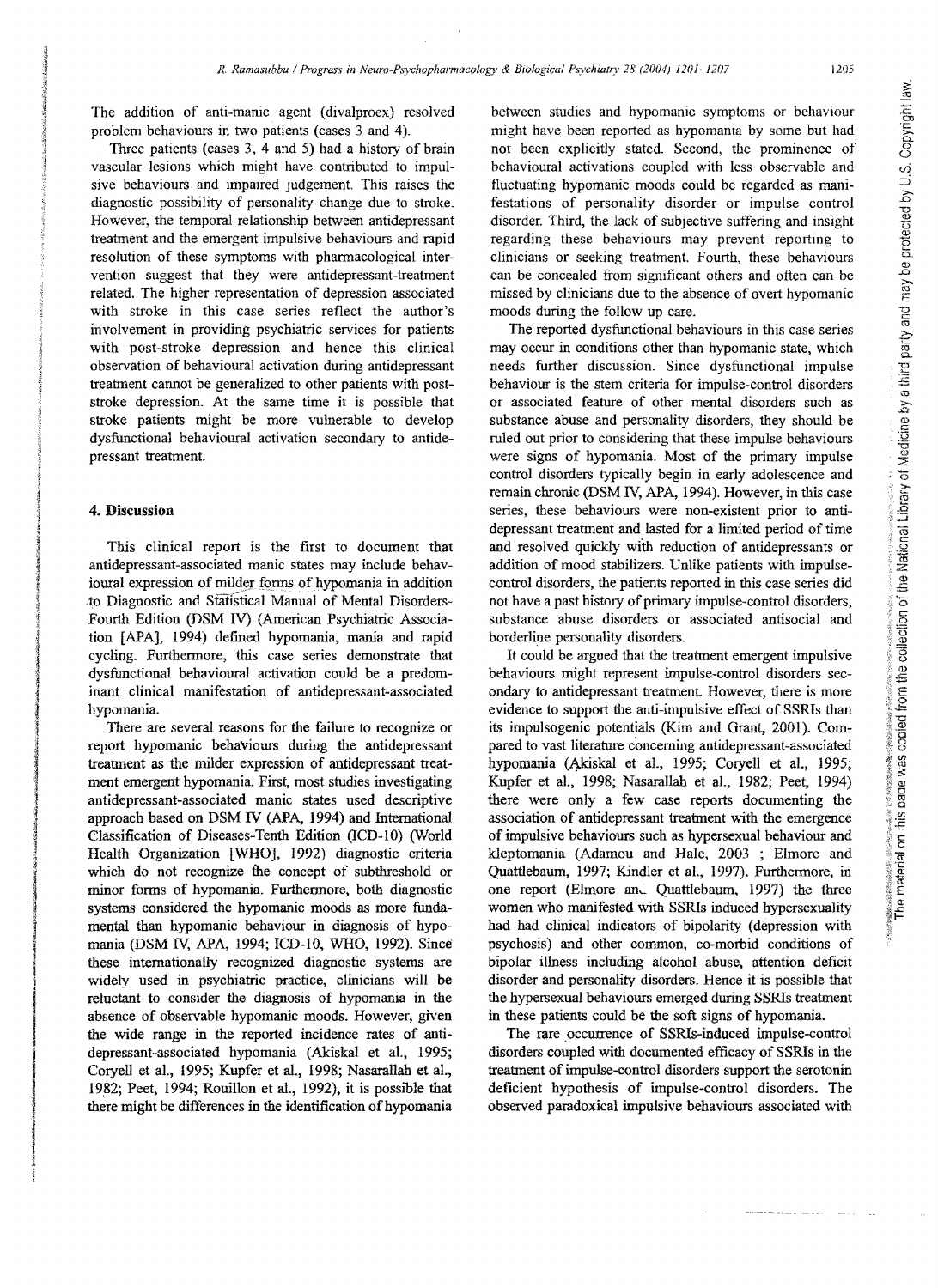The addition of anti-manic agent (divalproex) resolved problem behaviours in two patients (cases 3 and 4).

Three patients (cases 3, 4 and 5) had a history of brain vascular lesions which might have contributed to impulsive behaviours and impaired judgement. This raises the diagnostic possibility of personality change due to stroke. However, the temporal relationship between antidepressant treatment and the emergent impulsive behaviours and rapid resolution of these symptoms with pharmacological intervention suggest that they were antidepressant-treatment related. The higher representation of depression associated with stroke in this case series reflect the author's involvement in providing psychiatric services for patients with post-stroke depression and hence this clinical observation of behavioural activation during antidepressant treatment cannot be generalized to other patients with post-stroke depression. At the same time it is possible that stroke patients might be more vulnerable to develop dysfunctional behavioural activation secondary to antidepressant treatment.

## 4. Discussion

This clinical report is the first to document that antidepressant-associated manic states may include behavioural expression of milder forms of hypomania in addition to Diagnostic and Statistical Manual of Mental Disorders-Fourth Edition (DSM IV) (American Psychiatric Association [APA], 1994) defined hypomania, mania and rapid cycling. Furthermore, this case series demonstrate that dysfunctional behavioural activation could be a predominant clinical manifestation of antidepressant-associated hypomania.

There are several reasons for the failure to recognize or report hypomanic behaviours during the antidepressant treatment as the milder expression of antidepressant treatment emergent hypomania. First, most studies investigating antidepressant-associated manic states used descriptive approach based on DSM IV (APA, 1994) and International Classification of Diseases-Tenth Edition (ICD-10) (World Health Organization [WHO], 1992) diagnostic criteria which do not recognize the concept of subthreshold or minor forms of hypomania. Furthermore, both diagnostic systems considered the hypomanic moods as more fundamental than hypomanic behaviour in diagnosis of hypomania (DSM IV, APA, 1994; ICD-10, WHO, 1992). Since these internationally recognized diagnostic systems are widely used in psychiatric practice, clinicians will be reluctant to consider the diagnosis of hypomania in the absence of observable hypomanic moods. However, given the wide range in the reported incidence rates of antidepressant-associated hypomania (Akiskal et al., 1995; Coryell et al., 1995; Kupfer et al., 1998; Nasarallah et al., 1982; Peet, 1994; Rouillon et al., 1992), it is possible that there might be differences in the identification of hypomania between studies and hypomanic symptoms or behaviour might have been reported as hypomania by some but had not been explicitly stated. Second, the prominence of behavioural activations coupled with less observable and fluctuating hypomanic moods could be regarded as manifestations of personality disorder or impulse control disorder. Third, the lack of subjective suffering and insight regarding these behaviours may prevent reporting to clinicians or seeking treatment. Fourth, these behaviours can be concealed from significant others and often can be missed by clinicians due to the absence of overt hypomanic moods during the follow up care.

The reported dysfunctional behaviours in this case series may occur in conditions other than hypomanic state, which needs further discussion. Since dysfunctional impulse behaviour is the stem criteria for impulse-control disorders or associated feature of other mental disorders such as substance abuse and personality disorders, they should be ruled out prior to considering that these impulse behaviours were signs of hypomania. Most of the primary impulse control disorders typically begin in early adolescence and remain chronic (DSM IV, APA, 1994). However, in this case series, these behaviours were non-existent prior to antidepressant treatment and lasted for a limited period of time and resolved quickly with reduction of antidepressants or addition of mood stabilizers. Unlike patients with impulse-control disorders, the patients reported in this case series did not have a past history of primary impulse-control disorders, substance abuse disorders or associated antisocial and borderline personality disorders.

It could be argued that the treatment emergent impulsive behaviours might represent impulse-control disorders secondary to antidepressant treatment. However, there is more evidence to support the anti-impulsive effect of SSRIs than its impulsogenic potentials (Kim and Grant, 2001). Compared to vast literature concerning antidepressant-associated hypomania (Akiskal et al., 1995; Coryell et al., 1995; Kupfer et al., 1998; Nasarallah et al., 1982; Peet, 1994) there were only a few case reports documenting the association of antidepressant treatment with the emergence of impulsive behaviours such as hypersexual behaviour and kleptomania (Adamou and Hale, 2003 ; Elmore and Quattlebaum, 1997; Kindler et al., 1997). Furthermore, in one report (Elmore and Quattlebaum, 1997) the three women who manifested with SSRIs induced hypersexuality had had clinical indicators of bipolarity (depression with psychosis) and other common, co-morbid conditions of bipolar illness including alcohol abuse, attention deficit disorder and personality disorders. Hence it is possible that the hypersexual behaviours emerged during SSRIs treatment in these patients could be the soft signs of hypomania.

The rare occurrence of SSRIs-induced impulse-control disorders coupled with documented efficacy of SSRIs in the treatment of impulse-control disorders support the serotonin deficient hypothesis of impulse-control disorders. The observed paradoxical impulsive behaviours associated with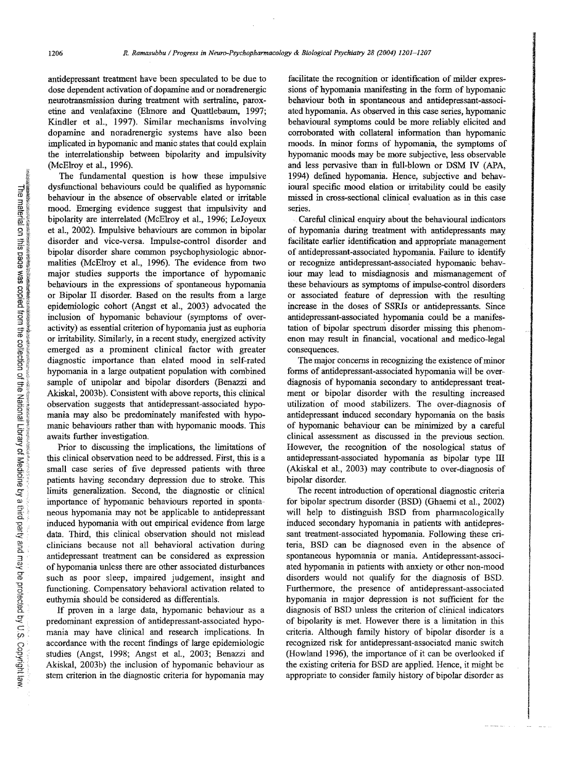antidepressant treatment have been speculated to be due to dose dependent activation of dopamine and or noradrenergic neurotransmission during treatment with sertraline, paroxetine and venlafaxine (Elmore and Quattlebaum, 1997; Kindler et al., 1997). Similar mechanisms involving dopamine and noradrenergic systems have also been implicated in hypomanic and manic states that could explain the interrelationship between bipolarity and impulsivity (McElroy et al., 1996).

The fundamental question is how these impulsive dysfunctional behaviours could be qualified as hypomanic behaviour in the absence of observable elated or irritable mood. Emerging evidence suggest that impulsivity and bipolarity are interrelated (McElroy et al., 1996; LeJoyeux et al., 2002). Impulsive behaviours are common in bipolar disorder and vice-versa. Impulse-control disorder and bipolar disorder share common psychophysiologic abnormalities (McElroy et al., 1996). The evidence from two major studies supports the importance of hypomanic behaviours in the expressions of spontaneous hypomania or Bipolar II disorder. Based on the results from a large epidemiologic cohort (Angst et al., 2003) advocated the inclusion of hypomanic behaviour (symptoms of overactivity) as essential criterion of hypomania just as euphoria or irritability. Similarly, in a recent study, energized activity emerged as a prominent clinical factor with greater diagnostic importance than elated mood in self-rated hypomania in a large outpatient population with combined sample of unipolar and bipolar disorders (Benazzi and Akiskal, 2003b). Consistent with above reports, this clinical observation suggests that antidepressant-associated hypomania may also be predominately manifested with hypomanic behaviours rather than with hypomanic moods. This awaits further investigation.

Prior to discussing the implications, the limitations of this clinical observation need to be addressed. First, this is a small case series of five depressed patients with three patients having secondary depression due to stroke. This limits generalization. Second, the diagnostic or clinical importance of hypomanic behaviours reported in spontaneous hypomania may not be applicable to antidepressant induced hypomania with out empirical evidence from large data. Third, this clinical observation should not mislead clinicians because not all behavioral activation during antidepressant treatment can be considered as expression of hypomania unless there are other associated disturbances such as poor sleep, impaired judgement, insight and functioning. Compensatory behavioral activation related to euthymia should be considered as differentials.

If proven in a large data, hypomanic behaviour as a predominant expression of antidepressant-associated hypomania may have clinical and research implications. In accordance with the recent findings of large epidemiologic studies (Angst, 1998; Angst et al., 2003; Benazzi and Akiskal, 2003b) the inclusion of hypomanic behaviour as stem criterion in the diagnostic criteria for hypomania may facilitate the recognition or identification of milder expressions of hypomania manifesting in the form of hypomanic behaviour both in spontaneous and antidepressant-associated hypomania. As observed in this case series, hypomanic behavioural symptoms could be more reliably elicited and corroborated with collateral information than hypomanic moods. In minor forms of hypomania, the symptoms of hypomanic moods may be more subjective, less observable and less pervasive than in full-blown or DSM IV (APA, 1994) defined hypomania. Hence, subjective and behavioural specific mood elation or irritability could be easily missed in cross-sectional clinical evaluation as in this case series.

Careful clinical enquiry about the behavioural indicators of hypomania during treatment with antidepressants may facilitate earlier identification and appropriate management of antidepressant-associated hypomania. Failure to identify or recognize antidepressant-associated hypomanic behaviour may lead to misdiagnosis and mismanagement of these behaviours as symptoms of impulse-control disorders or associated feature of depression with the resulting increase in the doses of SSRIs or antidepressants. Since antidepressant-associated hypomania could be a manifestation of bipolar spectrum disorder missing this phenomenon may result in financial, vocational and medico-legal consequences.

The major concerns in recognizing the existence of minor forms of antidepressant-associated hypomania will be over-diagnosis of hypomania secondary to antidepressant treatment or bipolar disorder with the resulting increased utilization of mood stabilizers. The over-diagnosis of antidepressant induced secondary hypomania on the basis of hypomanic behaviour can be minimized by a careful clinical assessment as discussed in the previous section. However, the recognition of the nosological status of antidepressant-associated hypomania as bipolar type III (Akiskal et al., 2003) may contribute to over-diagnosis of bipolar disorder.

The recent introduction of operational diagnostic criteria for bipolar spectrum disorder (BSD) (Ghaemi et al., 2002) will help to distinguish BSD from pharmacologically induced secondary hypomania in patients with antidepressant treatment-associated hypomania. Following these criteria, BSD can be diagnosed even in the absence of spontaneous hypomania or mania. Antidepressant-associated hypomania in patients with anxiety or other non-mood disorders would not qualify for the diagnosis of BSD. Furthermore, the presence of antidepressant-associated hypomania in major depression is not sufficient for the diagnosis of BSD unless the criterion of clinical indicators of bipolarity is met. However there is a limitation in this criteria. Although family history of bipolar disorder is a recognized risk for antidepressant-associated manic switch (Howland 1996), the importance of it can be overlooked if the existing criteria for BSD are applied. Hence, it might be appropriate to consider family history of bipolar disorder as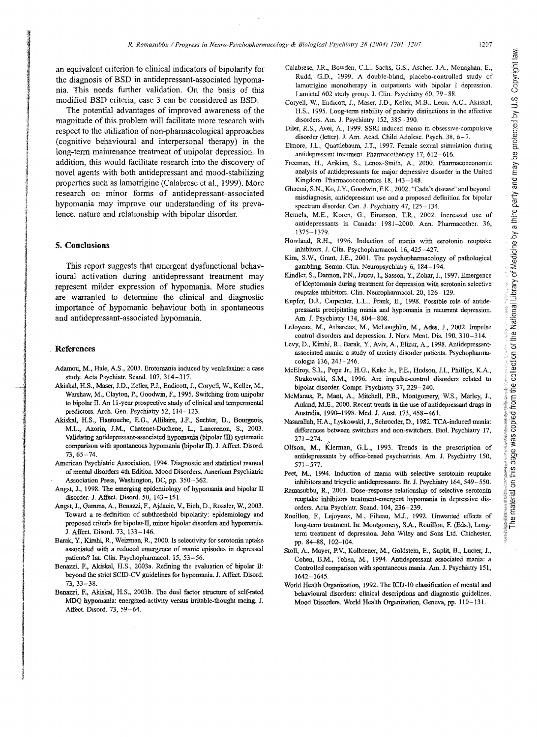an equivalent criterion to clinical indicators of bipolarity for the diagnosis of BSD in antidepressant-associated hypomania. This needs further validation. On the basis of this modified BSD criteria, case 3 can be considered as BSD.

The potential advantages of improved awareness of the magnitude of this problem will facilitate more research with respect to the utilization of non-pharmacological approaches (cognitive behavioural and interpersonal therapy) in the long-term maintenance treatment of unipolar depression. In addition, this would facilitate research into the discovery of novel agents with both antidepressant and mood-stabilizing properties such as lamotrigine (Calabrese et al., 1999). More research on minor forms of antidepressant-associated hypomania may improve our understanding of its prevalence, nature and relationship with bipolar disorder.

## 5. Conclusions

This report suggests that emergent dysfunctional behavioural activation during antidepressant treatment may represent milder expression of hypomania. More studies are warranted to determine the clinical and diagnostic importance of hypomanic behaviour both in spontaneous and antidepressant-associated hypomania.

## References

Adamou, M., Hale, A.S., 2003. Erotomania induced by venlafaxine: a case study. Acta Psychiatr. Scand. 107, 314–317.

Akiskal, H.S., Maser, J.D., Zeller, P.J., Endicott, J., Coryell, W., Keller, M., Warshaw, M., Clayton, P., Goodwin, F., 1995. Switching from unipolar to bipolar II. An 11-year prospective study of clinical and tempermental predictors. Arch. Gen. Psychiatry 52, 114–123.

Akiskal, H.S., Hantouche, E.G., Allilaire, J.F., Sechter, D., Bourgeois, M.L., Azorin, J.M., Chatenet-Duchene, L., Lancrenon, S., 2003. Validating antidepressant-associated hypomania (bipolar III) systematic comparison with spontaneous hypomania (bipolar II). J. Affect. Disord. 73, 65–74.

American Psychiatric Association, 1994. Diagnostic and statistical manual of mental disorders 4th Edition. Mood Disorders. American Psychiatric Association Press, Washington, DC, pp. 350–362.

Angst, J., 1998. The emerging epidemiology of hypomania and bipolar II disorder. J. Affect. Disord. 50, 143–151.

Angst, J., Gamma, A., Benazzi, F., Ajdacic, V., Eich, D., Rossler, W., 2003. Toward a re-definition of subthreshold bipolarity: epidemiology and proposed criteria for bipolar-II, minor bipolar disorders and hypomania. J. Affect. Disord. 73, 133–146.

Barak, Y., Kimhi, R., Weizman, R., 2000. Is selectivity for serotonin uptake associated with a reduced emergence of manic episodes in depressed patients? Int. Clin. Psychopharmacol. 15, 53–56.

Benazzi, F., Akiskal, H.S., 2003a. Refining the evaluation of bipolar II: beyond the strict SCID-CV guidelines for hypomania. J. Affect. Disord. 73, 33–38.

Benazzi, F., Akiskal, H.S., 2003b. The dual factor structure of self-rated MDQ hypomania: energized-activity versus irritable-thought racing. J. Affect. Disord. 73, 59–64.

Calabrese, J.R., Bowden, C.L., Sachs, G.S., Ascher, J.A., Monaghan, E., Rudd, G.D., 1999. A double-blind, placebo-controlled study of lamotrigine monotherapy in outpatients with bipolar I depression. Lamictal 602 study group. J. Clin. Psychiatry 60, 79–88.

Coryell, W., Endicott, J., Maser, J.D., Keller, M.B., Leon, A.C., Akiskal, H.S., 1995. Long-term stability of polarity distinctions in the affective disorders. Am. J. Psychiatry 152, 385–390.

Diler, R.S., Avci, A., 1999. SSRI-induced mania in obsessive-compulsive disorder (letter). J. Am. Acad. Child Adolesc. Psych. 38, 6–7.

Elmore, J.L., Quattlebaum, J.T., 1997. Female sexual stimulation during antidepressant treatment. Pharmacotherapy 17, 612–616.

Freeman, H., Arikian, S., Lenox-Smith, A., 2000. Pharmacoeconomic analysis of antidepressants for major depressive disorder in the United Kingdom. Pharmacoeconomics 18, 143–148.

Ghaemi, S.N., Ko, J.Y., Goodwin, F.K., 2002. "Cade's disease" and beyond: misdiagnosis, antidepressant use and a proposed definition for bipolar spectrum disorder. Can. J. Psychiatry 47, 125–134.

Hemels, M.E., Koren, G., Einarson, T.R., 2002. Increased use of antidepressants in Canada: 1981–2000. Ann. Pharmacother. 36, 1375–1379.

Howland, R.H., 1996. Induction of mania with serotonin reuptake inhibitors. J. Clin. Psychopharmacol. 16, 425–427.

Kim, S.W., Grant, J.E., 2001. The psychopharmacology of pathological gambling. Semin. Clin. Neuropsychiatry 6, 184–194.

Kindler, S., Dannon, P.N., Jancu, I., Sasson, Y., Zohar, J., 1997. Emergence of kleptomania during treatment for depression with serotonin selective reuptake inhibitors. Clin. Neuropharmacol. 20, 126–129.

Kupfer, D.J., Carpenter, L.L., Frank, E., 1998. Possible role of antidepressants precipitating mania and hypomania in recurrent depression. Am. J. Psychiatry 134, 804–808.

LeJoyeux, M., Arbaretaz, M., McLoughlin, M., Ades, J., 2002. Impulse control disorders and depression. J. Nerv. Ment. Dis. 190, 310–314.

Levy, D., Kimhi, R., Barak, Y., Aviv, A., Elizur, A., 1998. Antidepressant-associated mania: a study of anxiety disorder patients. Psychopharmacologia 136, 243–246.

McElroy, S.L., Pope Jr., H.G., Keck Jr., P.E., Hudson, J.I., Phillips, K.A., Strakowski, S.M., 1996. Are impulse-control disorders related to bipolar disorder. Compr. Psychiatry 37, 229–240.

McManus, P., Mant, A., Mitchell, P.B., Montgomery, W.S., Marley, J., Auland, M.E., 2000. Recent trends in the use of antidepressant drugs in Australia, 1990–1998. Med. J. Aust. 173, 458–461.

Nasarallah, H.A., Lyskowski, J., Schroeder, D., 1982. TCA-induced mania: differences between switchers and non-switchers. Biol. Psychiatry 17, 271–274.

Olfson, M., Klerman, G.L., 1993. Trends in the prescription of antidepressants by office-based psychiatrists. Am. J. Psychiatry 150, 571–577.

Peet, M., 1994. Induction of mania with selective serotonin reuptake inhibitors and tricyclic antidepressants. Br. J. Psychiatry 164, 549–550.

Ramasubbu, R., 2001. Dose–response relationship of selective serotonin reuptake inhibitors treatment-emergent hypomania in depressive disorders. Acta Psychiatr. Scand. 104, 236–239.

Rouillon, F., Lejoyeux, M., Filteau, M.J., 1992. Unwanted effects of long-term treatment. In: Montgomery, S.A., Rouillon, F. (Eds.), Long-term treatment of depression. John Wiley and Sons Ltd. Chichester, pp. 84–88, 102–104.

Stoll, A., Mayer, P.V., Kolbrener, M., Goldstein, E., Suplit, B., Lucier, J., Cohen, B.M., Tohen, M., 1994. Antidepressant associated mania: a Controlled comparison with spontaneous mania. Am. J. Psychiatry 151, 1642–1645.

World Health Organization, 1992. The ICD-10 classification of mental and behavioural disorders: clinical descriptions and diagnostic guidelines. Mood Disorders. World Health Organization, Geneva, pp. 110–131.